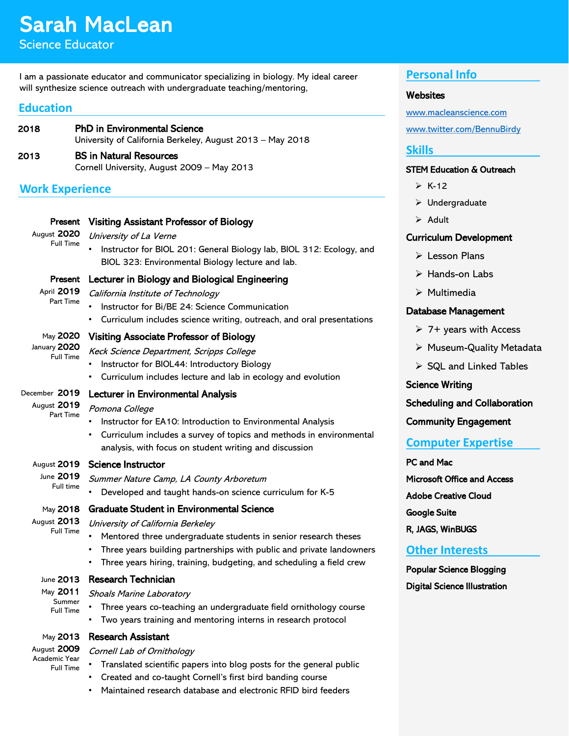# Sarah MacLean

Science Educator

I am a passionate educator and communicator specializing in biology. My ideal career will synthesize science outreach with undergraduate teaching/mentoring,

## Education

**2018** — **PhD in Environmental Science**
University of California Berkeley, August 2013 – May 2018

**2013** — **BS in Natural Resources**
Cornell University, August 2009 – May 2013

## Work Experience

### Visiting Assistant Professor of Biology
August 2020 – Present | Full Time

*University of La Verne*

- Instructor for BIOL 201: General Biology lab, BIOL 312: Ecology, and BIOL 323: Environmental Biology lecture and lab.

### Lecturer in Biology and Biological Engineering
April 2019 – Present | Part Time

*California Institute of Technology*

- Instructor for Bi/BE 24: Science Communication
- Curriculum includes science writing, outreach, and oral presentations

### Visiting Associate Professor of Biology
January 2020 – May 2020 | Full Time

*Keck Science Department, Scripps College*

- Instructor for BIOL44: Introductory Biology
- Curriculum includes lecture and lab in ecology and evolution

### Lecturer in Environmental Analysis
August 2019 – December 2019 | Part Time

*Pomona College*

- Instructor for EA10: Introduction to Environmental Analysis
- Curriculum includes a survey of topics and methods in environmental analysis, with focus on student writing and discussion

### Science Instructor
June 2019 – August 2019 | Full time

*Summer Nature Camp, LA County Arboretum*

- Developed and taught hands-on science curriculum for K-5

### Graduate Student in Environmental Science
August 2013 – May 2018 | Full Time

*University of California Berkeley*

- Mentored three undergraduate students in senior research theses
- Three years building partnerships with public and private landowners
- Three years hiring, training, budgeting, and scheduling a field crew

### Research Technician
May 2011 – June 2013 | Summer | Full Time

*Shoals Marine Laboratory*

- Three years co-teaching an undergraduate field ornithology course
- Two years training and mentoring interns in research protocol

### Research Assistant
August 2009 – May 2013 | Academic Year | Full Time

*Cornell Lab of Ornithology*

- Translated scientific papers into blog posts for the general public
- Created and co-taught Cornell's first bird banding course
- Maintained research database and electronic RFID bird feeders

## Personal Info

**Websites**

www.macleanscience.com

www.twitter.com/BennuBirdy

## Skills

**STEM Education & Outreach**

- K-12
- Undergraduate
- Adult

**Curriculum Development**

- Lesson Plans
- Hands-on Labs
- Multimedia

**Database Management**

- 7+ years with Access
- Museum-Quality Metadata
- SQL and Linked Tables

**Science Writing**

**Scheduling and Collaboration**

**Community Engagement**

## Computer Expertise

**PC and Mac**

**Microsoft Office and Access**

**Adobe Creative Cloud**

**Google Suite**

**R, JAGS, WinBUGS**

## Other Interests

**Popular Science Blogging**

**Digital Science Illustration**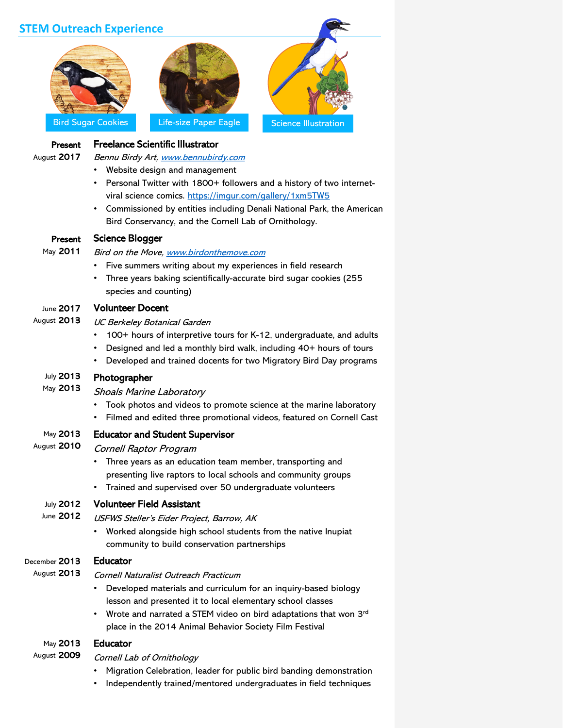## STEM Outreach Experience

Bird Sugar Cookies | Life-size Paper Eagle | Science Illustration

**Present – August 2017**
### Freelance Scientific Illustrator
*Bennu Birdy Art, www.bennubirdy.com*
- Website design and management
- Personal Twitter with 1800+ followers and a history of two internet-viral science comics. https://imgur.com/gallery/1xm5TW5
- Commissioned by entities including Denali National Park, the American Bird Conservancy, and the Cornell Lab of Ornithology.

**Present – May 2011**
### Science Blogger
*Bird on the Move, www.birdonthemove.com*
- Five summers writing about my experiences in field research
- Three years baking scientifically-accurate bird sugar cookies (255 species and counting)

**June 2017 – August 2013**
### Volunteer Docent
*UC Berkeley Botanical Garden*
- 100+ hours of interpretive tours for K-12, undergraduate, and adults
- Designed and led a monthly bird walk, including 40+ hours of tours
- Developed and trained docents for two Migratory Bird Day programs

**July 2013 – May 2013**
### Photographer
*Shoals Marine Laboratory*
- Took photos and videos to promote science at the marine laboratory
- Filmed and edited three promotional videos, featured on Cornell Cast

**May 2013 – August 2010**
### Educator and Student Supervisor
*Cornell Raptor Program*
- Three years as an education team member, transporting and presenting live raptors to local schools and community groups
- Trained and supervised over 50 undergraduate volunteers

**July 2012 – June 2012**
### Volunteer Field Assistant
*USFWS Steller's Eider Project, Barrow, AK*
- Worked alongside high school students from the native Inupiat community to build conservation partnerships

**December 2013 – August 2013**
### Educator
*Cornell Naturalist Outreach Practicum*
- Developed materials and curriculum for an inquiry-based biology lesson and presented it to local elementary school classes
- Wrote and narrated a STEM video on bird adaptations that won 3rd place in the 2014 Animal Behavior Society Film Festival

**May 2013 – August 2009**
### Educator
*Cornell Lab of Ornithology*
- Migration Celebration, leader for public bird banding demonstration
- Independently trained/mentored undergraduates in field techniques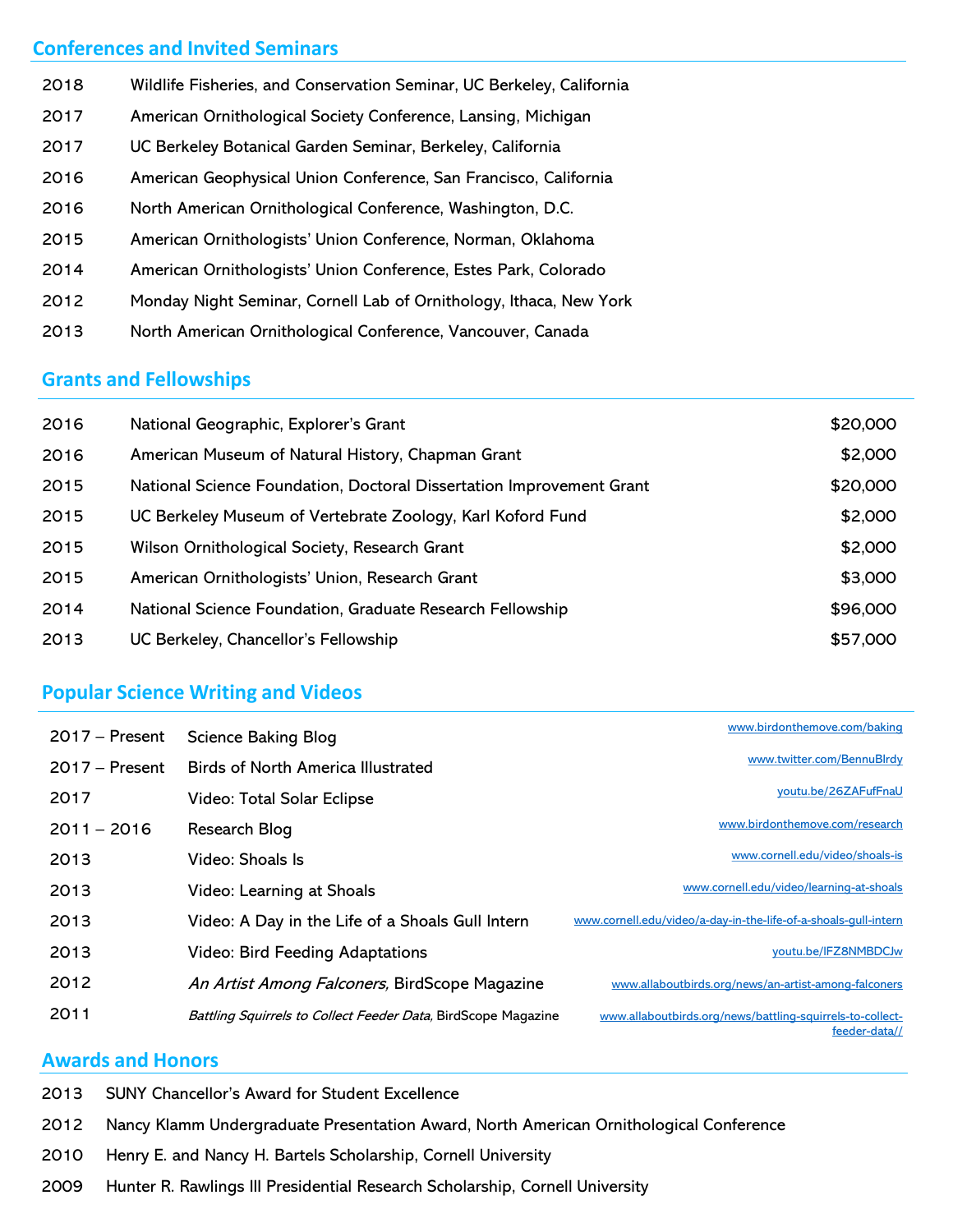## Conferences and Invited Seminars

| | |
|---|---|
| 2018 | Wildlife Fisheries, and Conservation Seminar, UC Berkeley, California |
| 2017 | American Ornithological Society Conference, Lansing, Michigan |
| 2017 | UC Berkeley Botanical Garden Seminar, Berkeley, California |
| 2016 | American Geophysical Union Conference, San Francisco, California |
| 2016 | North American Ornithological Conference, Washington, D.C. |
| 2015 | American Ornithologists' Union Conference, Norman, Oklahoma |
| 2014 | American Ornithologists' Union Conference, Estes Park, Colorado |
| 2012 | Monday Night Seminar, Cornell Lab of Ornithology, Ithaca, New York |
| 2013 | North American Ornithological Conference, Vancouver, Canada |

## Grants and Fellowships

| | | |
|---|---|---|
| 2016 | National Geographic, Explorer's Grant | $20,000 |
| 2016 | American Museum of Natural History, Chapman Grant | $2,000 |
| 2015 | National Science Foundation, Doctoral Dissertation Improvement Grant | $20,000 |
| 2015 | UC Berkeley Museum of Vertebrate Zoology, Karl Koford Fund | $2,000 |
| 2015 | Wilson Ornithological Society, Research Grant | $2,000 |
| 2015 | American Ornithologists' Union, Research Grant | $3,000 |
| 2014 | National Science Foundation, Graduate Research Fellowship | $96,000 |
| 2013 | UC Berkeley, Chancellor's Fellowship | $57,000 |

## Popular Science Writing and Videos

| | | |
|---|---|---|
| 2017 – Present | Science Baking Blog | www.birdonthemove.com/baking |
| 2017 – Present | Birds of North America Illustrated | www.twitter.com/BennuBIrdy |
| 2017 | Video: Total Solar Eclipse | youtu.be/26ZAFufFnaU |
| 2011 – 2016 | Research Blog | www.birdonthemove.com/research |
| 2013 | Video: Shoals Is | www.cornell.edu/video/shoals-is |
| 2013 | Video: Learning at Shoals | www.cornell.edu/video/learning-at-shoals |
| 2013 | Video: A Day in the Life of a Shoals Gull Intern | www.cornell.edu/video/a-day-in-the-life-of-a-shoals-gull-intern |
| 2013 | Video: Bird Feeding Adaptations | youtu.be/lFZ8NMBDCJw |
| 2012 | *An Artist Among Falconers,* BirdScope Magazine | www.allaboutbirds.org/news/an-artist-among-falconers |
| 2011 | *Battling Squirrels to Collect Feeder Data,* BirdScope Magazine | www.allaboutbirds.org/news/battling-squirrels-to-collect-feeder-data// |

## Awards and Honors

| | |
|---|---|
| 2013 | SUNY Chancellor's Award for Student Excellence |
| 2012 | Nancy Klamm Undergraduate Presentation Award, North American Ornithological Conference |
| 2010 | Henry E. and Nancy H. Bartels Scholarship, Cornell University |
| 2009 | Hunter R. Rawlings III Presidential Research Scholarship, Cornell University |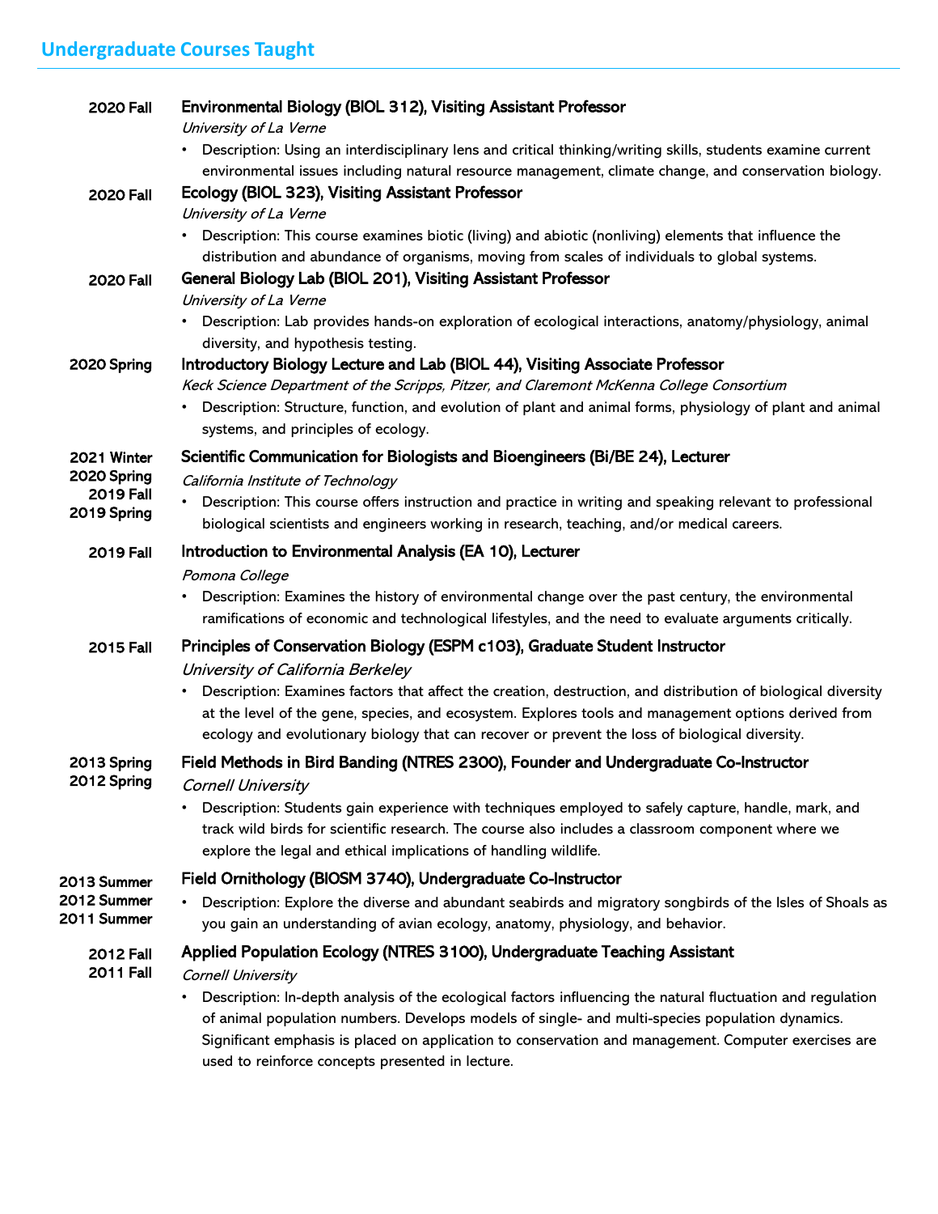## Undergraduate Courses Taught

**2020 Fall** — **Environmental Biology (BIOL 312), Visiting Assistant Professor**
*University of La Verne*
- Description: Using an interdisciplinary lens and critical thinking/writing skills, students examine current environmental issues including natural resource management, climate change, and conservation biology.

**2020 Fall** — **Ecology (BIOL 323), Visiting Assistant Professor**
*University of La Verne*
- Description: This course examines biotic (living) and abiotic (nonliving) elements that influence the distribution and abundance of organisms, moving from scales of individuals to global systems.

**2020 Fall** — **General Biology Lab (BIOL 201), Visiting Assistant Professor**
*University of La Verne*
- Description: Lab provides hands-on exploration of ecological interactions, anatomy/physiology, animal diversity, and hypothesis testing.

**2020 Spring** — **Introductory Biology Lecture and Lab (BIOL 44), Visiting Associate Professor**
*Keck Science Department of the Scripps, Pitzer, and Claremont McKenna College Consortium*
- Description: Structure, function, and evolution of plant and animal forms, physiology of plant and animal systems, and principles of ecology.

**2021 Winter, 2020 Spring, 2019 Fall, 2019 Spring** — **Scientific Communication for Biologists and Bioengineers (Bi/BE 24), Lecturer**
*California Institute of Technology*
- Description: This course offers instruction and practice in writing and speaking relevant to professional biological scientists and engineers working in research, teaching, and/or medical careers.

**2019 Fall** — **Introduction to Environmental Analysis (EA 10), Lecturer**
*Pomona College*
- Description: Examines the history of environmental change over the past century, the environmental ramifications of economic and technological lifestyles, and the need to evaluate arguments critically.

**2015 Fall** — **Principles of Conservation Biology (ESPM c103), Graduate Student Instructor**
*University of California Berkeley*
- Description: Examines factors that affect the creation, destruction, and distribution of biological diversity at the level of the gene, species, and ecosystem. Explores tools and management options derived from ecology and evolutionary biology that can recover or prevent the loss of biological diversity.

**2013 Spring, 2012 Spring** — **Field Methods in Bird Banding (NTRES 2300), Founder and Undergraduate Co-Instructor**
*Cornell University*
- Description: Students gain experience with techniques employed to safely capture, handle, mark, and track wild birds for scientific research. The course also includes a classroom component where we explore the legal and ethical implications of handling wildlife.

**2013 Summer, 2012 Summer, 2011 Summer** — **Field Ornithology (BIOSM 3740), Undergraduate Co-Instructor**
- Description: Explore the diverse and abundant seabirds and migratory songbirds of the Isles of Shoals as you gain an understanding of avian ecology, anatomy, physiology, and behavior.

**2012 Fall, 2011 Fall** — **Applied Population Ecology (NTRES 3100), Undergraduate Teaching Assistant**
*Cornell University*
- Description: In-depth analysis of the ecological factors influencing the natural fluctuation and regulation of animal population numbers. Develops models of single- and multi-species population dynamics. Significant emphasis is placed on application to conservation and management. Computer exercises are used to reinforce concepts presented in lecture.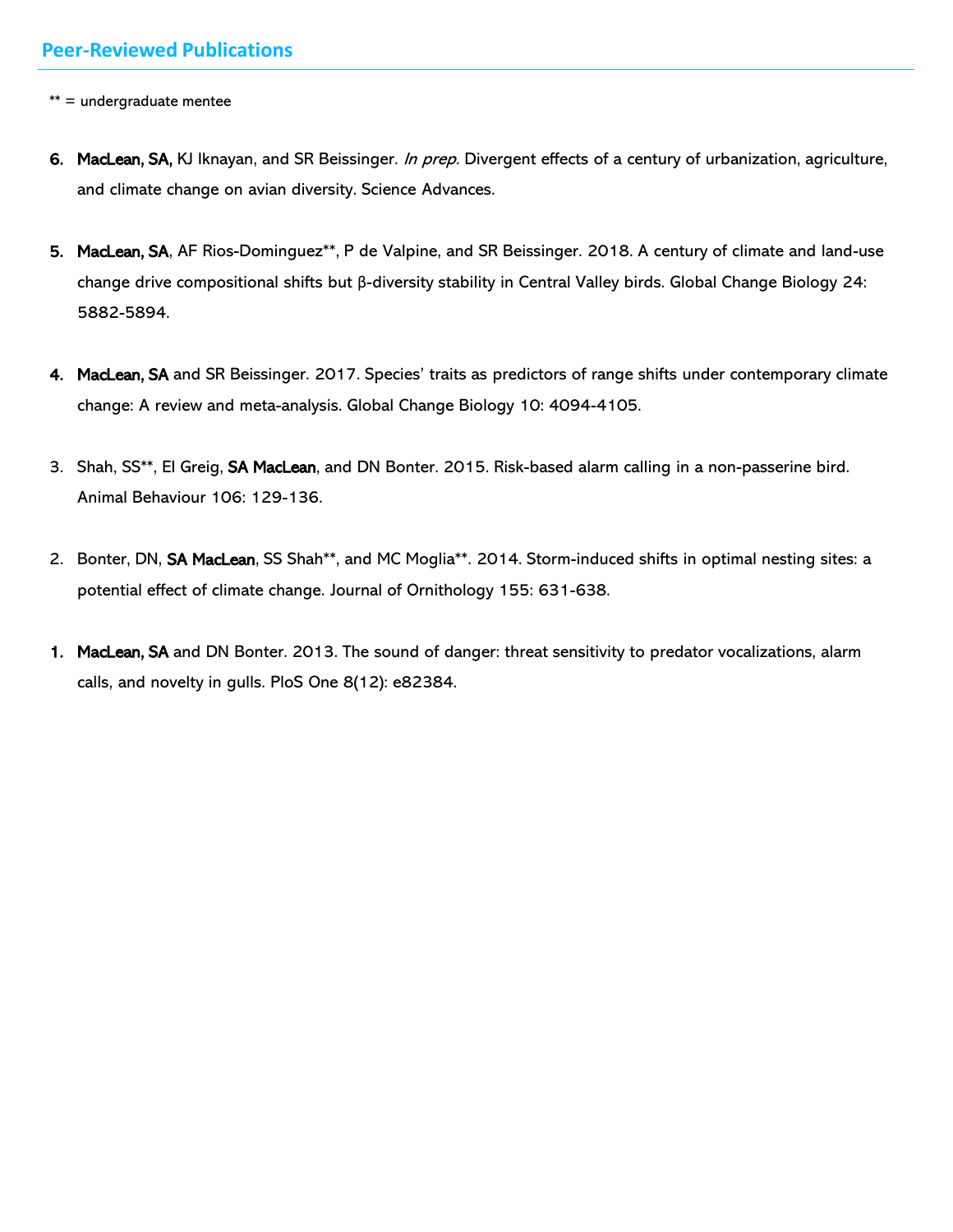## Peer-Reviewed Publications

** = undergraduate mentee

6. **MacLean, SA,** KJ Iknayan, and SR Beissinger. *In prep.* Divergent effects of a century of urbanization, agriculture, and climate change on avian diversity. Science Advances.

5. **MacLean, SA**, AF Rios-Dominguez**, P de Valpine, and SR Beissinger. 2018. A century of climate and land-use change drive compositional shifts but β-diversity stability in Central Valley birds. Global Change Biology 24: 5882-5894.

4. **MacLean, SA** and SR Beissinger. 2017. Species' traits as predictors of range shifts under contemporary climate change: A review and meta-analysis. Global Change Biology 10: 4094-4105.

3. Shah, SS**, EI Greig, **SA MacLean**, and DN Bonter. 2015. Risk-based alarm calling in a non-passerine bird. Animal Behaviour 106: 129-136.

2. Bonter, DN, **SA MacLean**, SS Shah**, and MC Moglia**. 2014. Storm-induced shifts in optimal nesting sites: a potential effect of climate change. Journal of Ornithology 155: 631-638.

1. **MacLean, SA** and DN Bonter. 2013. The sound of danger: threat sensitivity to predator vocalizations, alarm calls, and novelty in gulls. PloS One 8(12): e82384.